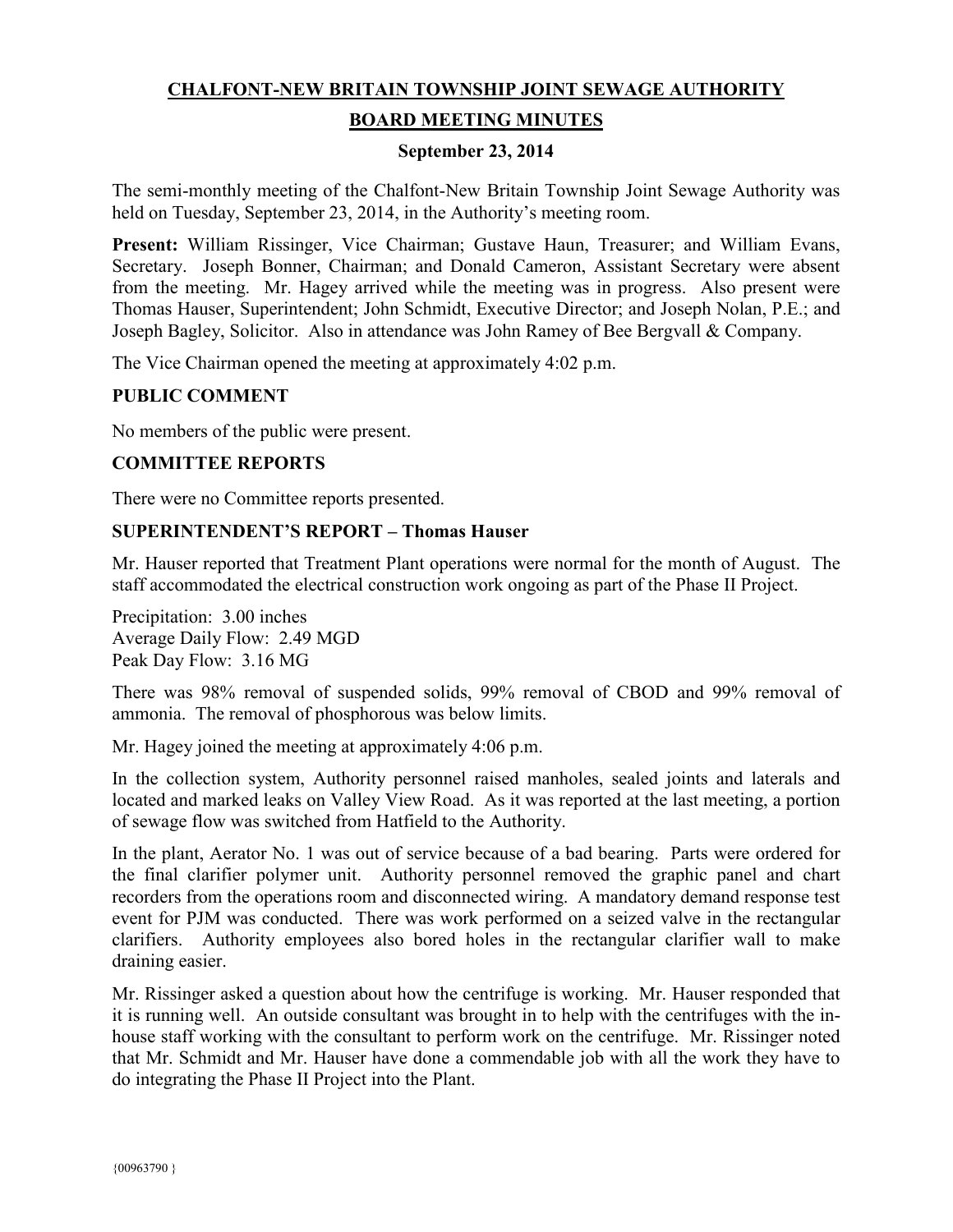# CHALFONT-NEW BRITAIN TOWNSHIP JOINT SEWAGE AUTHORITY

## BOARD MEETING MINUTES

### September 23, 2014

The semi-monthly meeting of the Chalfont-New Britain Township Joint Sewage Authority was held on Tuesday, September 23, 2014, in the Authority's meeting room.

**Present:** William Rissinger, Vice Chairman; Gustave Haun, Treasurer; and William Evans, Secretary. Joseph Bonner, Chairman; and Donald Cameron, Assistant Secretary were absent from the meeting. Mr. Hagey arrived while the meeting was in progress. Also present were Thomas Hauser, Superintendent; John Schmidt, Executive Director; and Joseph Nolan, P.E.; and Joseph Bagley, Solicitor. Also in attendance was John Ramey of Bee Bergvall & Company.

The Vice Chairman opened the meeting at approximately 4:02 p.m.

**PUBLIC COMMENT**

No members of the public were present.

**COMMITTEE REPORTS**

There were no Committee reports presented.

**SUPERINTENDENT'S REPORT – Thomas Hauser**

Mr. Hauser reported that Treatment Plant operations were normal for the month of August. The staff accommodated the electrical construction work ongoing as part of the Phase II Project.

Precipitation: 3.00 inches
Average Daily Flow: 2.49 MGD
Peak Day Flow: 3.16 MG

There was 98% removal of suspended solids, 99% removal of CBOD and 99% removal of ammonia. The removal of phosphorous was below limits.

Mr. Hagey joined the meeting at approximately 4:06 p.m.

In the collection system, Authority personnel raised manholes, sealed joints and laterals and located and marked leaks on Valley View Road. As it was reported at the last meeting, a portion of sewage flow was switched from Hatfield to the Authority.

In the plant, Aerator No. 1 was out of service because of a bad bearing. Parts were ordered for the final clarifier polymer unit. Authority personnel removed the graphic panel and chart recorders from the operations room and disconnected wiring. A mandatory demand response test event for PJM was conducted. There was work performed on a seized valve in the rectangular clarifiers. Authority employees also bored holes in the rectangular clarifier wall to make draining easier.

Mr. Rissinger asked a question about how the centrifuge is working. Mr. Hauser responded that it is running well. An outside consultant was brought in to help with the centrifuges with the in-house staff working with the consultant to perform work on the centrifuge. Mr. Rissinger noted that Mr. Schmidt and Mr. Hauser have done a commendable job with all the work they have to do integrating the Phase II Project into the Plant.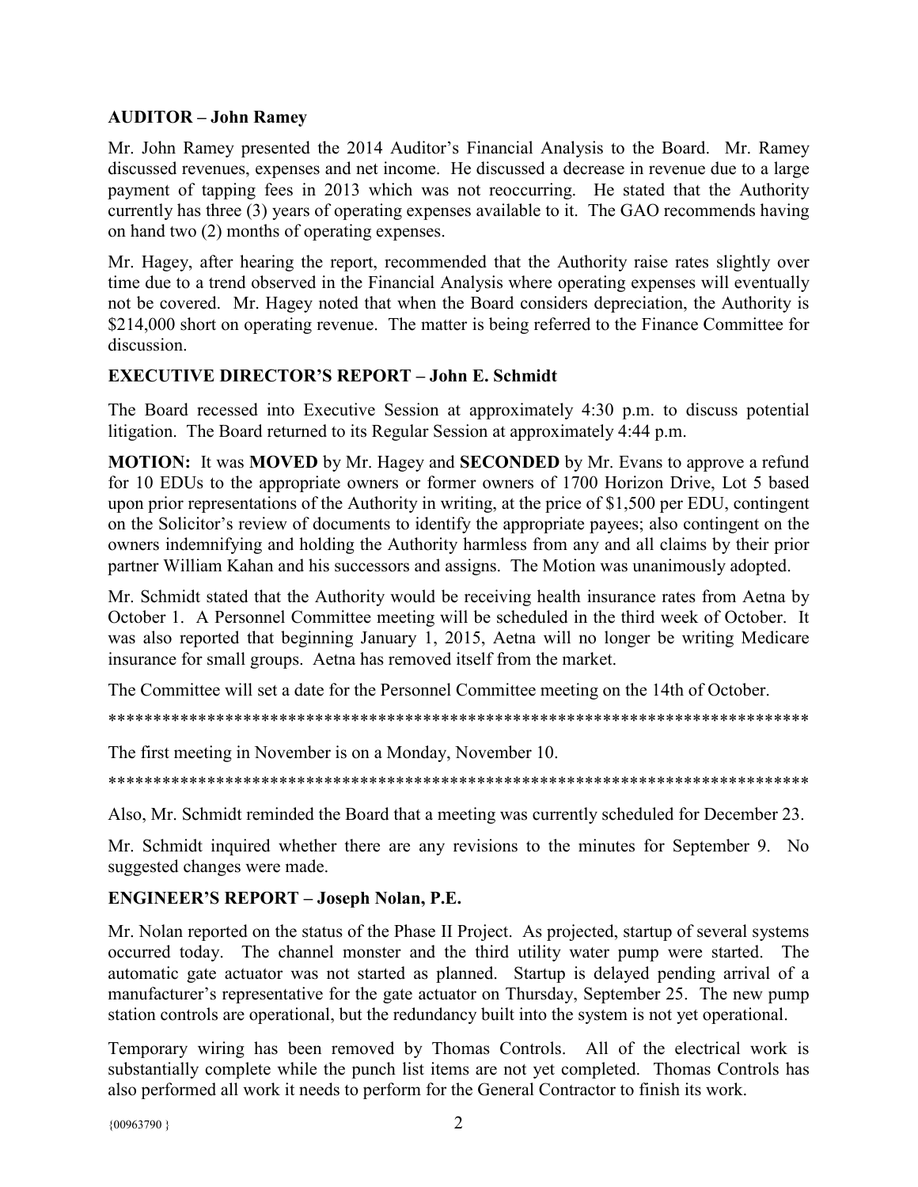**AUDITOR – John Ramey**

Mr. John Ramey presented the 2014 Auditor's Financial Analysis to the Board. Mr. Ramey discussed revenues, expenses and net income. He discussed a decrease in revenue due to a large payment of tapping fees in 2013 which was not reoccurring. He stated that the Authority currently has three (3) years of operating expenses available to it. The GAO recommends having on hand two (2) months of operating expenses.

Mr. Hagey, after hearing the report, recommended that the Authority raise rates slightly over time due to a trend observed in the Financial Analysis where operating expenses will eventually not be covered. Mr. Hagey noted that when the Board considers depreciation, the Authority is $214,000 short on operating revenue. The matter is being referred to the Finance Committee for discussion.

**EXECUTIVE DIRECTOR'S REPORT – John E. Schmidt**

The Board recessed into Executive Session at approximately 4:30 p.m. to discuss potential litigation. The Board returned to its Regular Session at approximately 4:44 p.m.

**MOTION:** It was **MOVED** by Mr. Hagey and **SECONDED** by Mr. Evans to approve a refund for 10 EDUs to the appropriate owners or former owners of 1700 Horizon Drive, Lot 5 based upon prior representations of the Authority in writing, at the price of $1,500 per EDU, contingent on the Solicitor's review of documents to identify the appropriate payees; also contingent on the owners indemnifying and holding the Authority harmless from any and all claims by their prior partner William Kahan and his successors and assigns. The Motion was unanimously adopted.

Mr. Schmidt stated that the Authority would be receiving health insurance rates from Aetna by October 1. A Personnel Committee meeting will be scheduled in the third week of October. It was also reported that beginning January 1, 2015, Aetna will no longer be writing Medicare insurance for small groups. Aetna has removed itself from the market.

The Committee will set a date for the Personnel Committee meeting on the 14th of October.

********************************************************************************

The first meeting in November is on a Monday, November 10.

********************************************************************************

Also, Mr. Schmidt reminded the Board that a meeting was currently scheduled for December 23.

Mr. Schmidt inquired whether there are any revisions to the minutes for September 9. No suggested changes were made.

**ENGINEER'S REPORT – Joseph Nolan, P.E.**

Mr. Nolan reported on the status of the Phase II Project. As projected, startup of several systems occurred today. The channel monster and the third utility water pump were started. The automatic gate actuator was not started as planned. Startup is delayed pending arrival of a manufacturer's representative for the gate actuator on Thursday, September 25. The new pump station controls are operational, but the redundancy built into the system is not yet operational.

Temporary wiring has been removed by Thomas Controls. All of the electrical work is substantially complete while the punch list items are not yet completed. Thomas Controls has also performed all work it needs to perform for the General Contractor to finish its work.

{00963790 }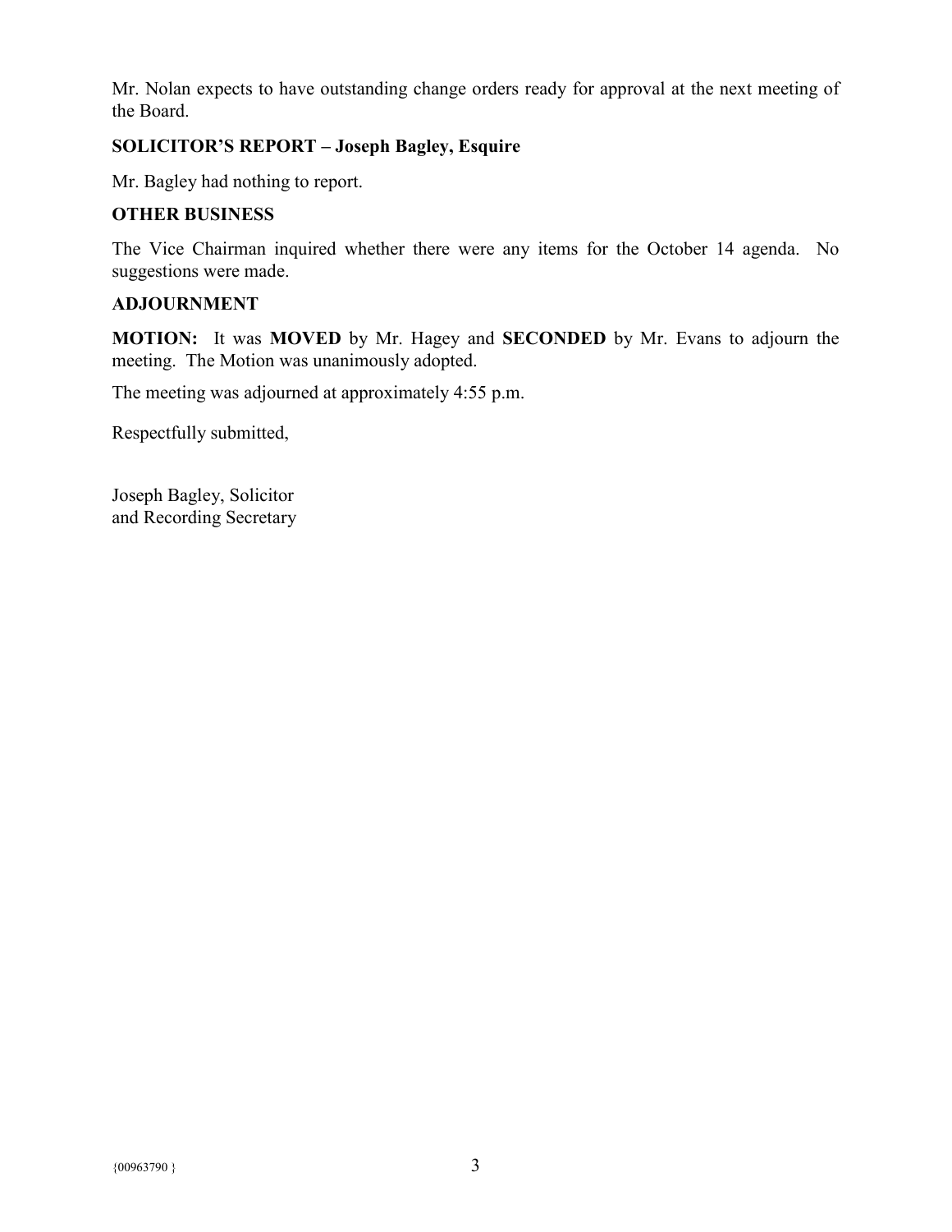Mr. Nolan expects to have outstanding change orders ready for approval at the next meeting of the Board.

**SOLICITOR'S REPORT – Joseph Bagley, Esquire**

Mr. Bagley had nothing to report.

**OTHER BUSINESS**

The Vice Chairman inquired whether there were any items for the October 14 agenda. No suggestions were made.

**ADJOURNMENT**

**MOTION:** It was **MOVED** by Mr. Hagey and **SECONDED** by Mr. Evans to adjourn the meeting. The Motion was unanimously adopted.

The meeting was adjourned at approximately 4:55 p.m.

Respectfully submitted,

Joseph Bagley, Solicitor
and Recording Secretary

{00963790 }